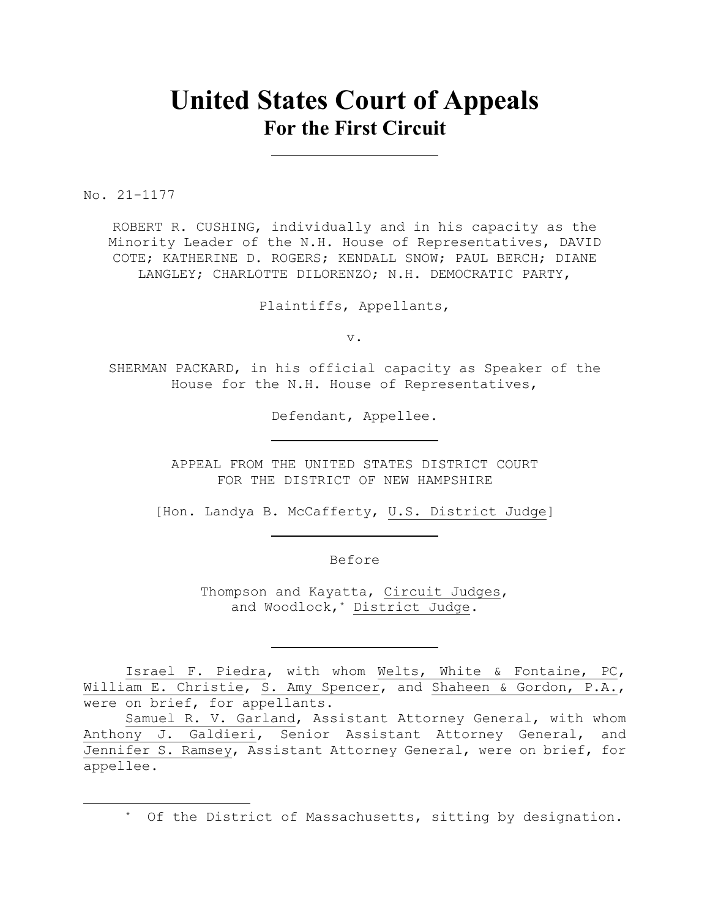# United States Court of Appeals
## For the First Circuit

---

No. 21-1177

ROBERT R. CUSHING, individually and in his capacity as the Minority Leader of the N.H. House of Representatives, DAVID COTE; KATHERINE D. ROGERS; KENDALL SNOW; PAUL BERCH; DIANE LANGLEY; CHARLOTTE DILORENZO; N.H. DEMOCRATIC PARTY,

Plaintiffs, Appellants,

v.

SHERMAN PACKARD, in his official capacity as Speaker of the House for the N.H. House of Representatives,

Defendant, Appellee.

---

APPEAL FROM THE UNITED STATES DISTRICT COURT
FOR THE DISTRICT OF NEW HAMPSHIRE

[Hon. Landya B. McCafferty, U.S. District Judge]

---

Before

Thompson and Kayatta, Circuit Judges,
and Woodlock,* District Judge.

---

Israel F. Piedra, with whom Welts, White & Fontaine, PC, William E. Christie, S. Amy Spencer, and Shaheen & Gordon, P.A., were on brief, for appellants.

Samuel R. V. Garland, Assistant Attorney General, with whom Anthony J. Galdieri, Senior Assistant Attorney General, and Jennifer S. Ramsey, Assistant Attorney General, were on brief, for appellee.

---

* Of the District of Massachusetts, sitting by designation.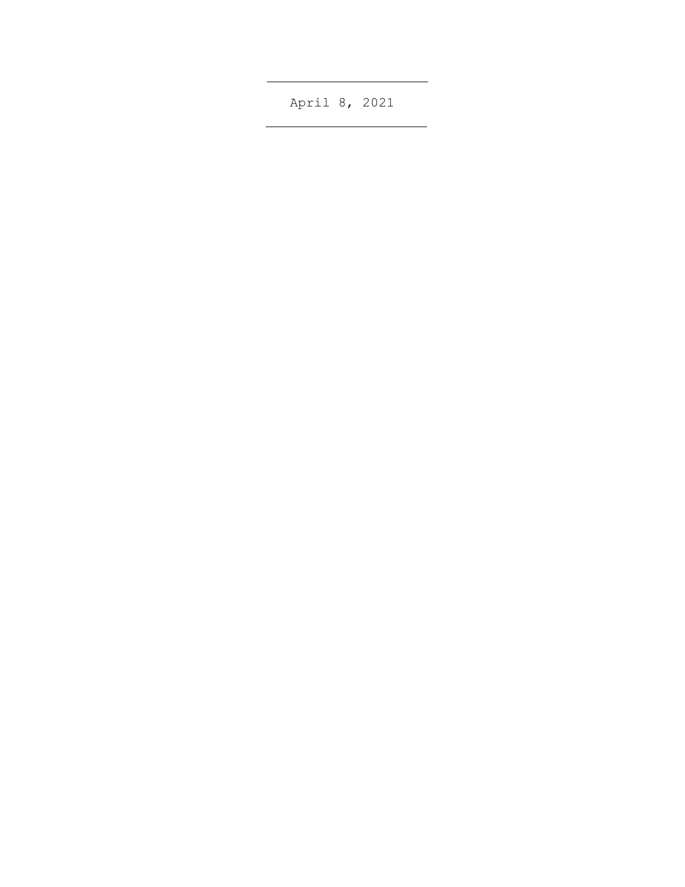April 8, 2021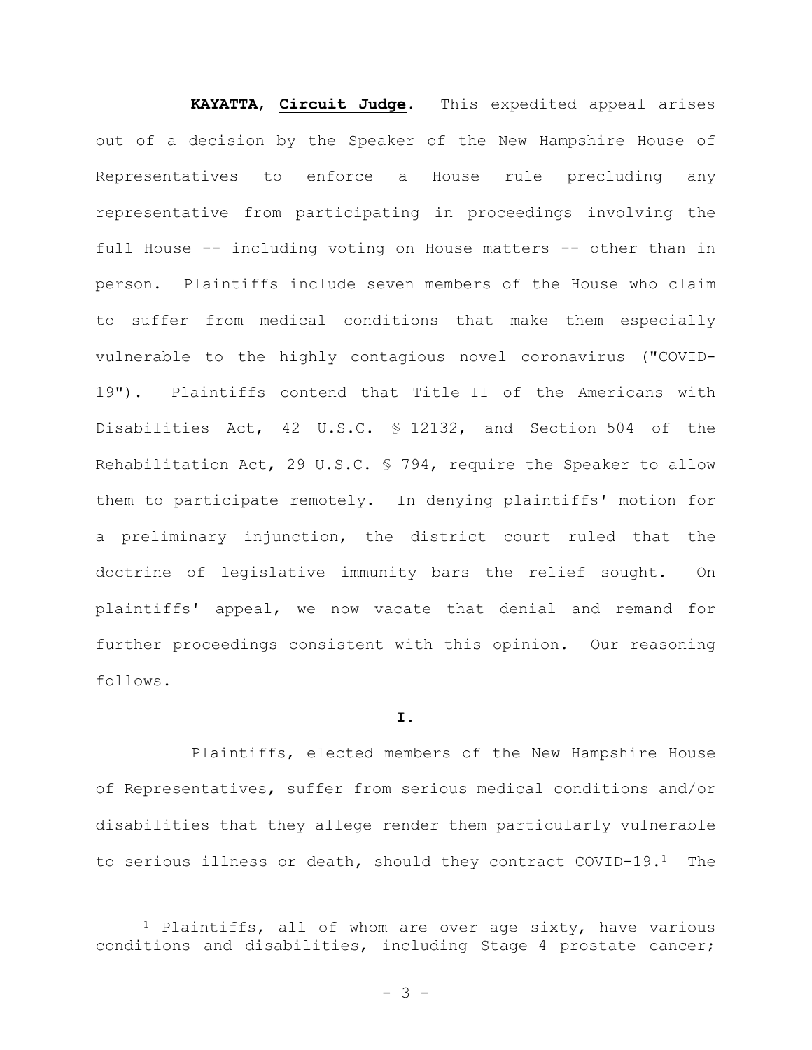**KAYATTA**, **Circuit Judge**. This expedited appeal arises out of a decision by the Speaker of the New Hampshire House of Representatives to enforce a House rule precluding any representative from participating in proceedings involving the full House -- including voting on House matters -- other than in person. Plaintiffs include seven members of the House who claim to suffer from medical conditions that make them especially vulnerable to the highly contagious novel coronavirus ("COVID-19"). Plaintiffs contend that Title II of the Americans with Disabilities Act, 42 U.S.C. § 12132, and Section 504 of the Rehabilitation Act, 29 U.S.C. § 794, require the Speaker to allow them to participate remotely. In denying plaintiffs' motion for a preliminary injunction, the district court ruled that the doctrine of legislative immunity bars the relief sought. On plaintiffs' appeal, we now vacate that denial and remand for further proceedings consistent with this opinion. Our reasoning follows.

**I.**

Plaintiffs, elected members of the New Hampshire House of Representatives, suffer from serious medical conditions and/or disabilities that they allege render them particularly vulnerable to serious illness or death, should they contract COVID-19.[1] The

[1] Plaintiffs, all of whom are over age sixty, have various conditions and disabilities, including Stage 4 prostate cancer;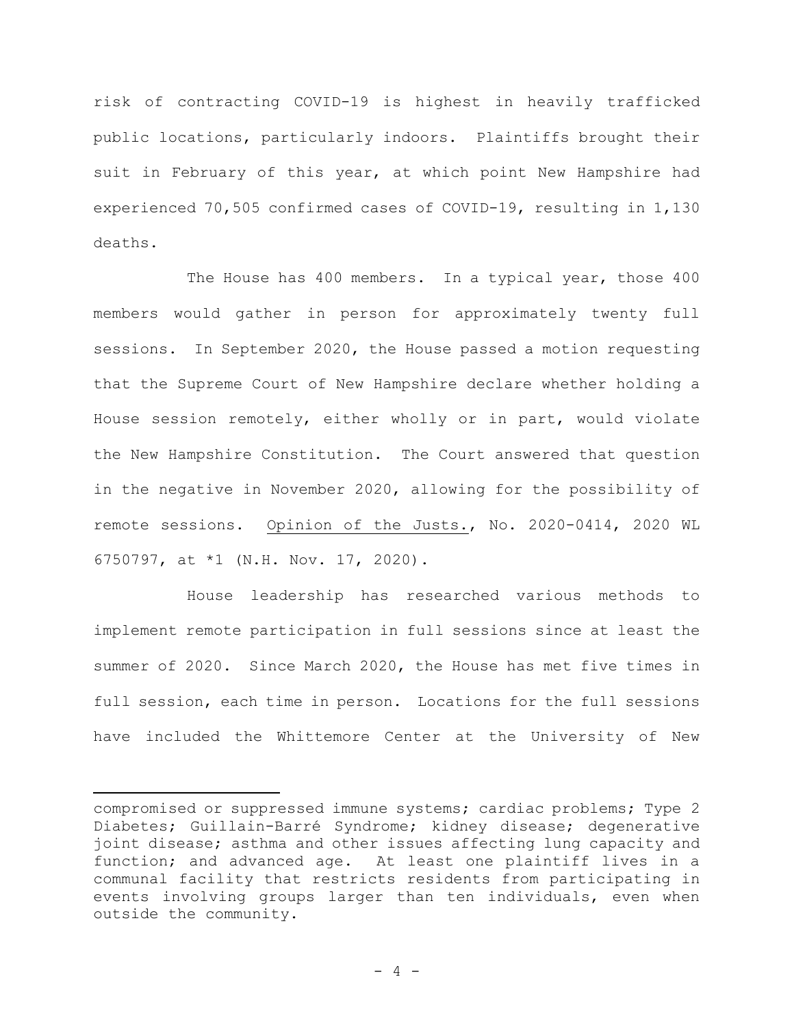risk of contracting COVID-19 is highest in heavily trafficked public locations, particularly indoors. Plaintiffs brought their suit in February of this year, at which point New Hampshire had experienced 70,505 confirmed cases of COVID-19, resulting in 1,130 deaths.

The House has 400 members. In a typical year, those 400 members would gather in person for approximately twenty full sessions. In September 2020, the House passed a motion requesting that the Supreme Court of New Hampshire declare whether holding a House session remotely, either wholly or in part, would violate the New Hampshire Constitution. The Court answered that question in the negative in November 2020, allowing for the possibility of remote sessions. Opinion of the Justs., No. 2020-0414, 2020 WL 6750797, at *1 (N.H. Nov. 17, 2020).

House leadership has researched various methods to implement remote participation in full sessions since at least the summer of 2020. Since March 2020, the House has met five times in full session, each time in person. Locations for the full sessions have included the Whittemore Center at the University of New

---

compromised or suppressed immune systems; cardiac problems; Type 2 Diabetes; Guillain-Barré Syndrome; kidney disease; degenerative joint disease; asthma and other issues affecting lung capacity and function; and advanced age. At least one plaintiff lives in a communal facility that restricts residents from participating in events involving groups larger than ten individuals, even when outside the community.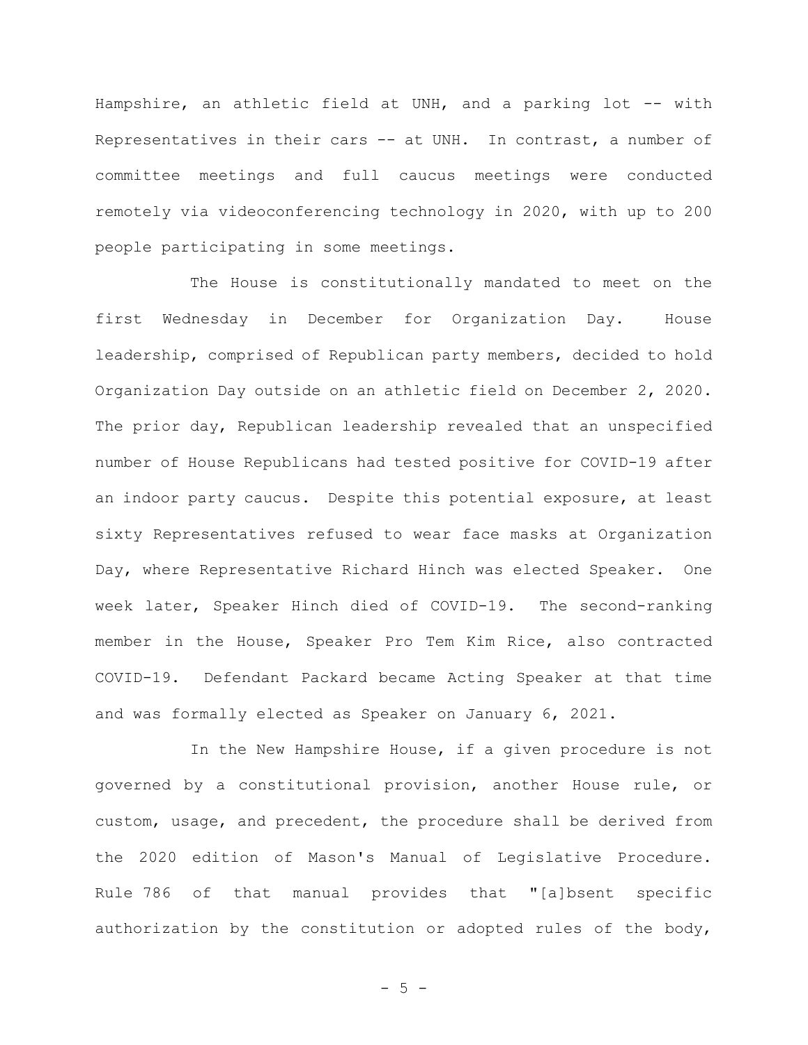Hampshire, an athletic field at UNH, and a parking lot -- with Representatives in their cars -- at UNH. In contrast, a number of committee meetings and full caucus meetings were conducted remotely via videoconferencing technology in 2020, with up to 200 people participating in some meetings.

The House is constitutionally mandated to meet on the first Wednesday in December for Organization Day. House leadership, comprised of Republican party members, decided to hold Organization Day outside on an athletic field on December 2, 2020. The prior day, Republican leadership revealed that an unspecified number of House Republicans had tested positive for COVID-19 after an indoor party caucus. Despite this potential exposure, at least sixty Representatives refused to wear face masks at Organization Day, where Representative Richard Hinch was elected Speaker. One week later, Speaker Hinch died of COVID-19. The second-ranking member in the House, Speaker Pro Tem Kim Rice, also contracted COVID-19. Defendant Packard became Acting Speaker at that time and was formally elected as Speaker on January 6, 2021.

In the New Hampshire House, if a given procedure is not governed by a constitutional provision, another House rule, or custom, usage, and precedent, the procedure shall be derived from the 2020 edition of Mason's Manual of Legislative Procedure. Rule 786 of that manual provides that "[a]bsent specific authorization by the constitution or adopted rules of the body,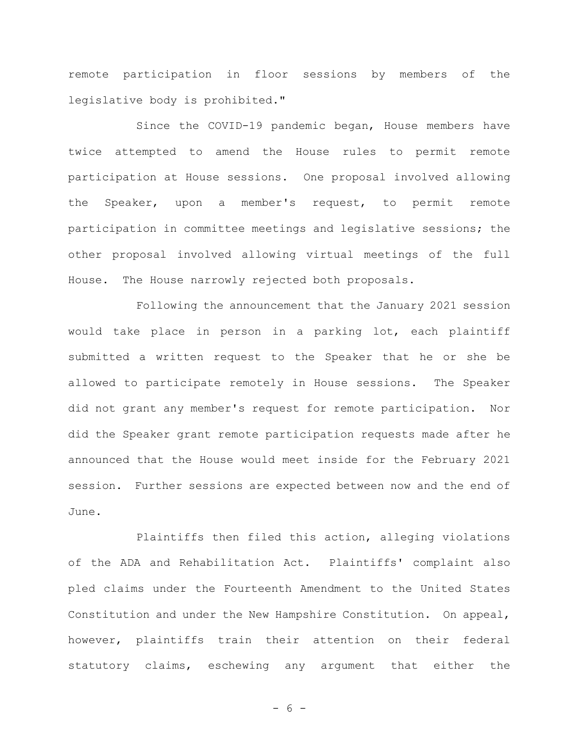remote participation in floor sessions by members of the legislative body is prohibited."

Since the COVID-19 pandemic began, House members have twice attempted to amend the House rules to permit remote participation at House sessions. One proposal involved allowing the Speaker, upon a member's request, to permit remote participation in committee meetings and legislative sessions; the other proposal involved allowing virtual meetings of the full House. The House narrowly rejected both proposals.

Following the announcement that the January 2021 session would take place in person in a parking lot, each plaintiff submitted a written request to the Speaker that he or she be allowed to participate remotely in House sessions. The Speaker did not grant any member's request for remote participation. Nor did the Speaker grant remote participation requests made after he announced that the House would meet inside for the February 2021 session. Further sessions are expected between now and the end of June.

Plaintiffs then filed this action, alleging violations of the ADA and Rehabilitation Act. Plaintiffs' complaint also pled claims under the Fourteenth Amendment to the United States Constitution and under the New Hampshire Constitution. On appeal, however, plaintiffs train their attention on their federal statutory claims, eschewing any argument that either the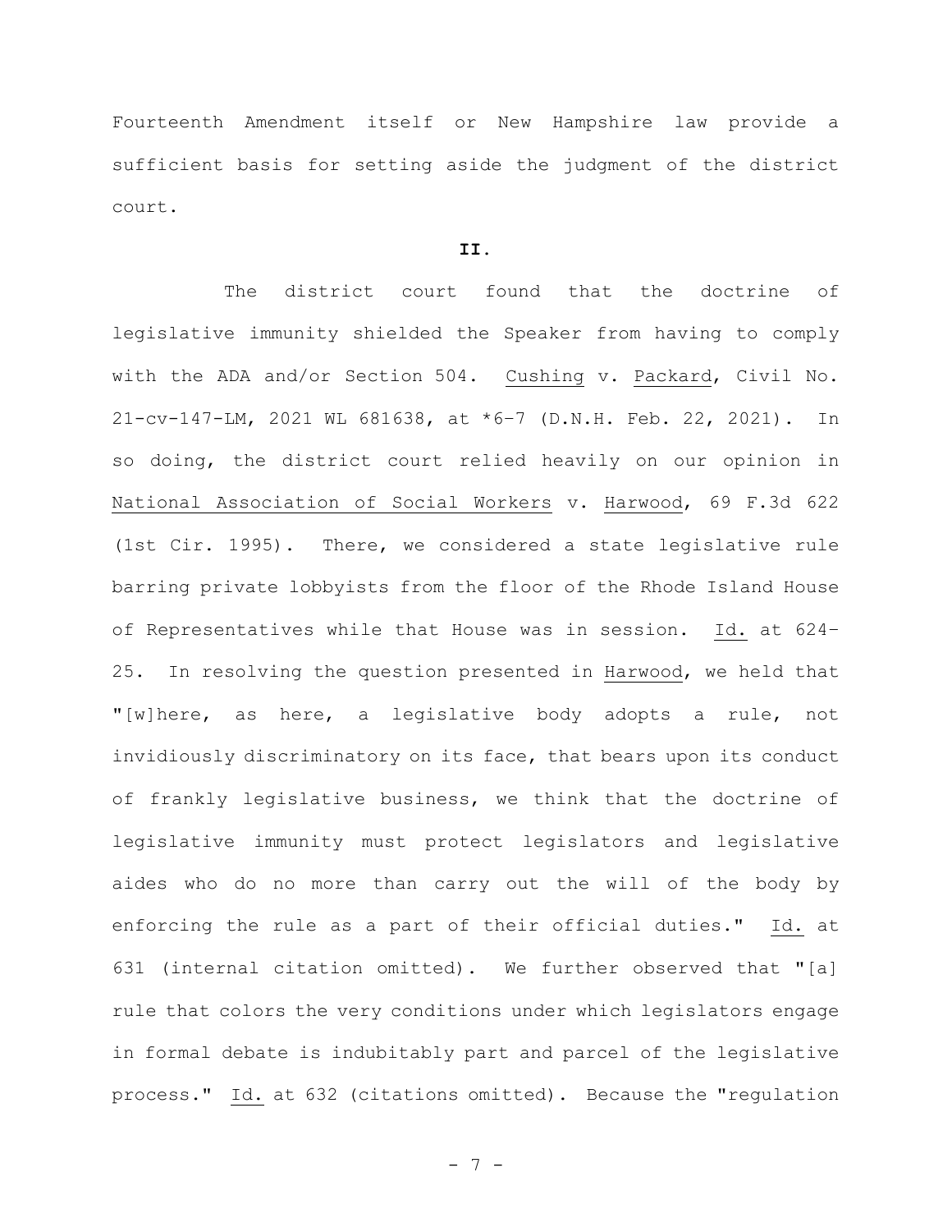Fourteenth Amendment itself or New Hampshire law provide a sufficient basis for setting aside the judgment of the district court.

**II.**

The district court found that the doctrine of legislative immunity shielded the Speaker from having to comply with the ADA and/or Section 504. Cushing v. Packard, Civil No. 21-cv-147-LM, 2021 WL 681638, at *6–7 (D.N.H. Feb. 22, 2021). In so doing, the district court relied heavily on our opinion in National Association of Social Workers v. Harwood, 69 F.3d 622 (1st Cir. 1995). There, we considered a state legislative rule barring private lobbyists from the floor of the Rhode Island House of Representatives while that House was in session. Id. at 624–25. In resolving the question presented in Harwood, we held that "[w]here, as here, a legislative body adopts a rule, not invidiously discriminatory on its face, that bears upon its conduct of frankly legislative business, we think that the doctrine of legislative immunity must protect legislators and legislative aides who do no more than carry out the will of the body by enforcing the rule as a part of their official duties." Id. at 631 (internal citation omitted). We further observed that "[a] rule that colors the very conditions under which legislators engage in formal debate is indubitably part and parcel of the legislative process." Id. at 632 (citations omitted). Because the "regulation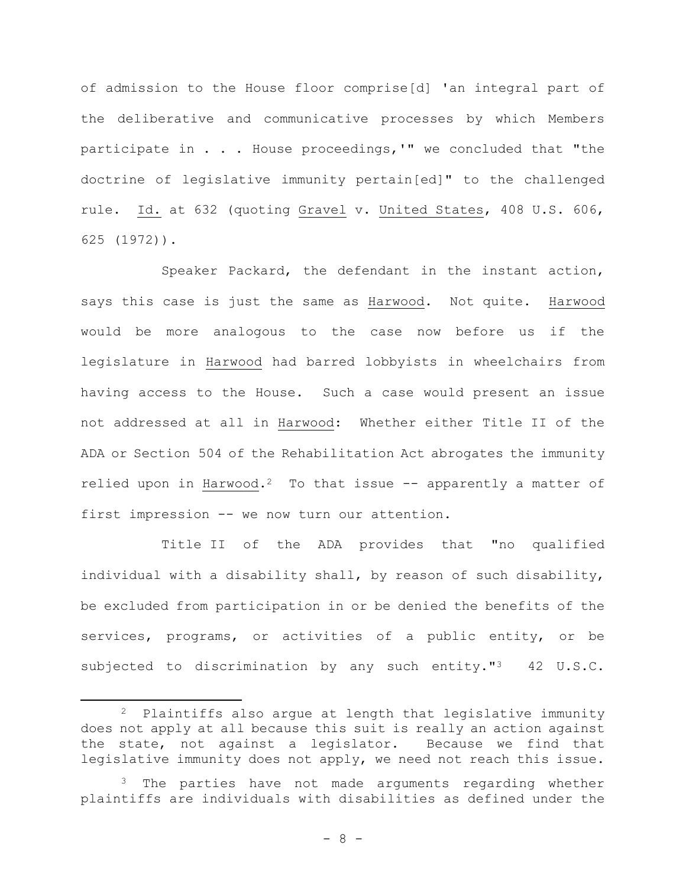of admission to the House floor comprise[d] 'an integral part of the deliberative and communicative processes by which Members participate in . . . House proceedings,'" we concluded that "the doctrine of legislative immunity pertain[ed]" to the challenged rule. Id. at 632 (quoting Gravel v. United States, 408 U.S. 606, 625 (1972)).

Speaker Packard, the defendant in the instant action, says this case is just the same as Harwood. Not quite. Harwood would be more analogous to the case now before us if the legislature in Harwood had barred lobbyists in wheelchairs from having access to the House. Such a case would present an issue not addressed at all in Harwood: Whether either Title II of the ADA or Section 504 of the Rehabilitation Act abrogates the immunity relied upon in Harwood.[2] To that issue -- apparently a matter of first impression -- we now turn our attention.

Title II of the ADA provides that "no qualified individual with a disability shall, by reason of such disability, be excluded from participation in or be denied the benefits of the services, programs, or activities of a public entity, or be subjected to discrimination by any such entity."[3] 42 U.S.C.

---

[2] Plaintiffs also argue at length that legislative immunity does not apply at all because this suit is really an action against the state, not against a legislator. Because we find that legislative immunity does not apply, we need not reach this issue.

[3] The parties have not made arguments regarding whether plaintiffs are individuals with disabilities as defined under the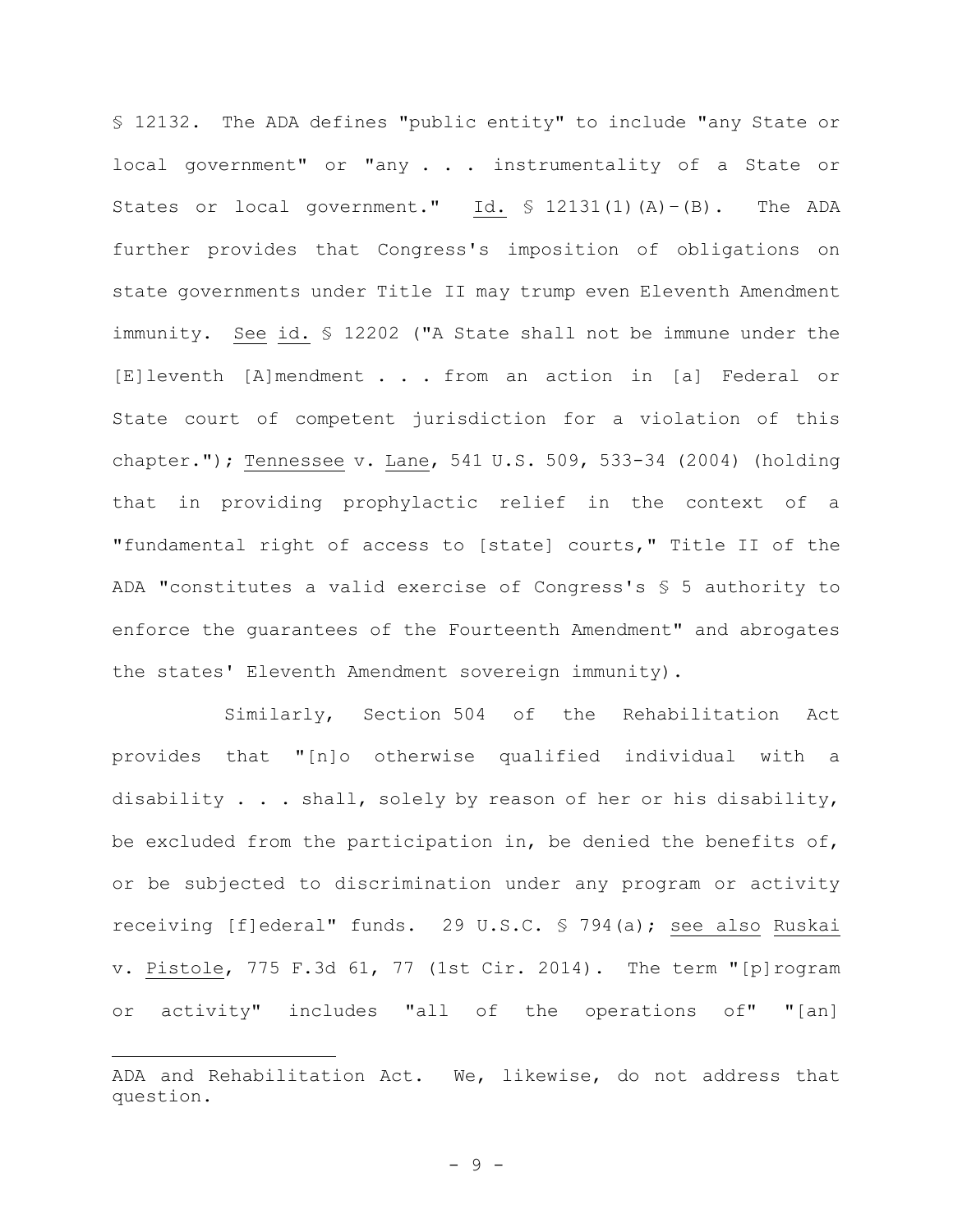§ 12132. The ADA defines "public entity" to include "any State or local government" or "any . . . instrumentality of a State or States or local government." Id. § 12131(1)(A)-(B). The ADA further provides that Congress's imposition of obligations on state governments under Title II may trump even Eleventh Amendment immunity. See id. § 12202 ("A State shall not be immune under the [E]leventh [A]mendment . . . from an action in [a] Federal or State court of competent jurisdiction for a violation of this chapter."); Tennessee v. Lane, 541 U.S. 509, 533-34 (2004) (holding that in providing prophylactic relief in the context of a "fundamental right of access to [state] courts," Title II of the ADA "constitutes a valid exercise of Congress's § 5 authority to enforce the guarantees of the Fourteenth Amendment" and abrogates the states' Eleventh Amendment sovereign immunity).

Similarly, Section 504 of the Rehabilitation Act provides that "[n]o otherwise qualified individual with a disability . . . shall, solely by reason of her or his disability, be excluded from the participation in, be denied the benefits of, or be subjected to discrimination under any program or activity receiving [f]ederal" funds. 29 U.S.C. § 794(a); see also Ruskai v. Pistole, 775 F.3d 61, 77 (1st Cir. 2014). The term "[p]rogram or activity" includes "all of the operations of" "[an]

---

ADA and Rehabilitation Act. We, likewise, do not address that question.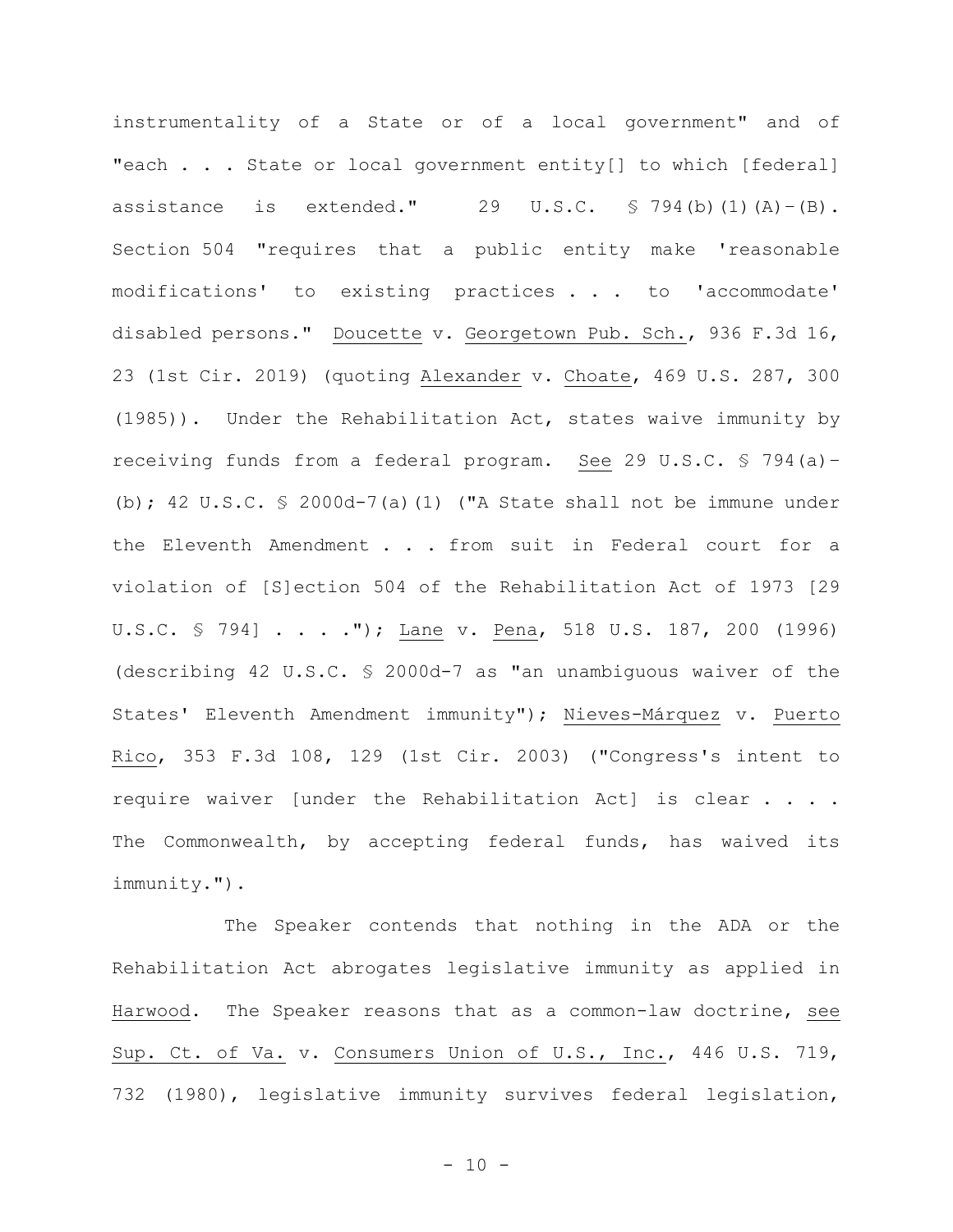instrumentality of a State or of a local government" and of "each . . . State or local government entity[] to which [federal] assistance is extended." 29 U.S.C. § 794(b)(1)(A)–(B). Section 504 "requires that a public entity make 'reasonable modifications' to existing practices . . . to 'accommodate' disabled persons." Doucette v. Georgetown Pub. Sch., 936 F.3d 16, 23 (1st Cir. 2019) (quoting Alexander v. Choate, 469 U.S. 287, 300 (1985)). Under the Rehabilitation Act, states waive immunity by receiving funds from a federal program. See 29 U.S.C. § 794(a)–(b); 42 U.S.C. § 2000d-7(a)(1) ("A State shall not be immune under the Eleventh Amendment . . . from suit in Federal court for a violation of [S]ection 504 of the Rehabilitation Act of 1973 [29 U.S.C. § 794] . . . ."); Lane v. Pena, 518 U.S. 187, 200 (1996) (describing 42 U.S.C. § 2000d-7 as "an unambiguous waiver of the States' Eleventh Amendment immunity"); Nieves-Márquez v. Puerto Rico, 353 F.3d 108, 129 (1st Cir. 2003) ("Congress's intent to require waiver [under the Rehabilitation Act] is clear . . . . The Commonwealth, by accepting federal funds, has waived its immunity.").

The Speaker contends that nothing in the ADA or the Rehabilitation Act abrogates legislative immunity as applied in Harwood. The Speaker reasons that as a common-law doctrine, see Sup. Ct. of Va. v. Consumers Union of U.S., Inc., 446 U.S. 719, 732 (1980), legislative immunity survives federal legislation,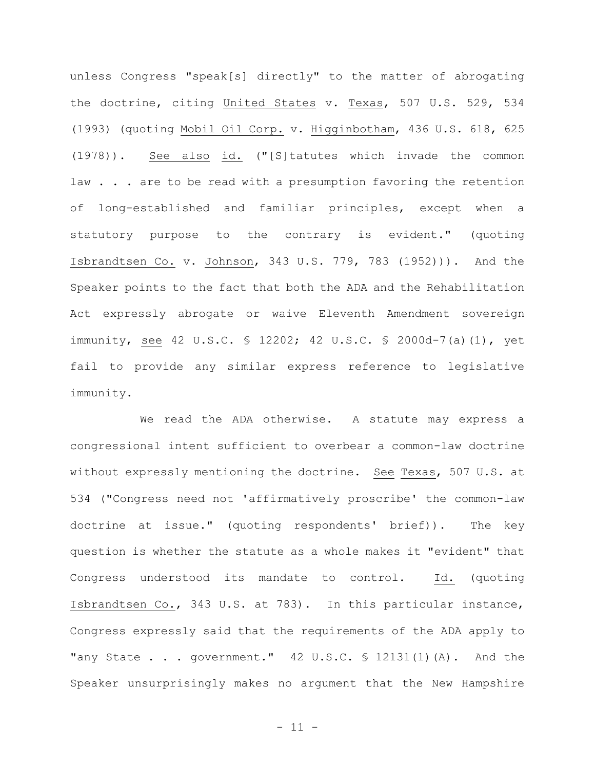unless Congress "speak[s] directly" to the matter of abrogating the doctrine, citing United States v. Texas, 507 U.S. 529, 534 (1993) (quoting Mobil Oil Corp. v. Higginbotham, 436 U.S. 618, 625 (1978)). See also id. ("[S]tatutes which invade the common law . . . are to be read with a presumption favoring the retention of long-established and familiar principles, except when a statutory purpose to the contrary is evident." (quoting Isbrandtsen Co. v. Johnson, 343 U.S. 779, 783 (1952))). And the Speaker points to the fact that both the ADA and the Rehabilitation Act expressly abrogate or waive Eleventh Amendment sovereign immunity, see 42 U.S.C. § 12202; 42 U.S.C. § 2000d-7(a)(1), yet fail to provide any similar express reference to legislative immunity.

We read the ADA otherwise. A statute may express a congressional intent sufficient to overbear a common-law doctrine without expressly mentioning the doctrine. See Texas, 507 U.S. at 534 ("Congress need not 'affirmatively proscribe' the common-law doctrine at issue." (quoting respondents' brief)). The key question is whether the statute as a whole makes it "evident" that Congress understood its mandate to control. Id. (quoting Isbrandtsen Co., 343 U.S. at 783). In this particular instance, Congress expressly said that the requirements of the ADA apply to "any State . . . government." 42 U.S.C. § 12131(1)(A). And the Speaker unsurprisingly makes no argument that the New Hampshire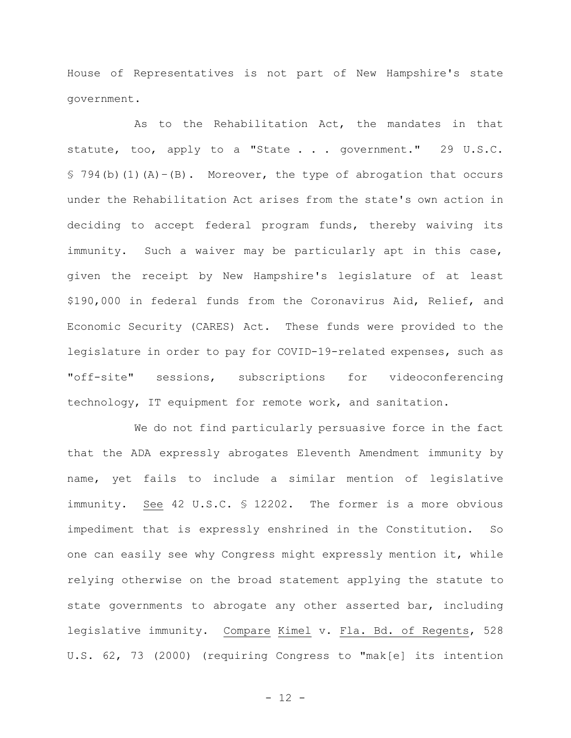House of Representatives is not part of New Hampshire's state government.

As to the Rehabilitation Act, the mandates in that statute, too, apply to a "State . . . government." 29 U.S.C. § 794(b)(1)(A)-(B). Moreover, the type of abrogation that occurs under the Rehabilitation Act arises from the state's own action in deciding to accept federal program funds, thereby waiving its immunity. Such a waiver may be particularly apt in this case, given the receipt by New Hampshire's legislature of at least $190,000 in federal funds from the Coronavirus Aid, Relief, and Economic Security (CARES) Act. These funds were provided to the legislature in order to pay for COVID-19-related expenses, such as "off-site" sessions, subscriptions for videoconferencing technology, IT equipment for remote work, and sanitation.

We do not find particularly persuasive force in the fact that the ADA expressly abrogates Eleventh Amendment immunity by name, yet fails to include a similar mention of legislative immunity. See 42 U.S.C. § 12202. The former is a more obvious impediment that is expressly enshrined in the Constitution. So one can easily see why Congress might expressly mention it, while relying otherwise on the broad statement applying the statute to state governments to abrogate any other asserted bar, including legislative immunity. Compare Kimel v. Fla. Bd. of Regents, 528 U.S. 62, 73 (2000) (requiring Congress to "mak[e] its intention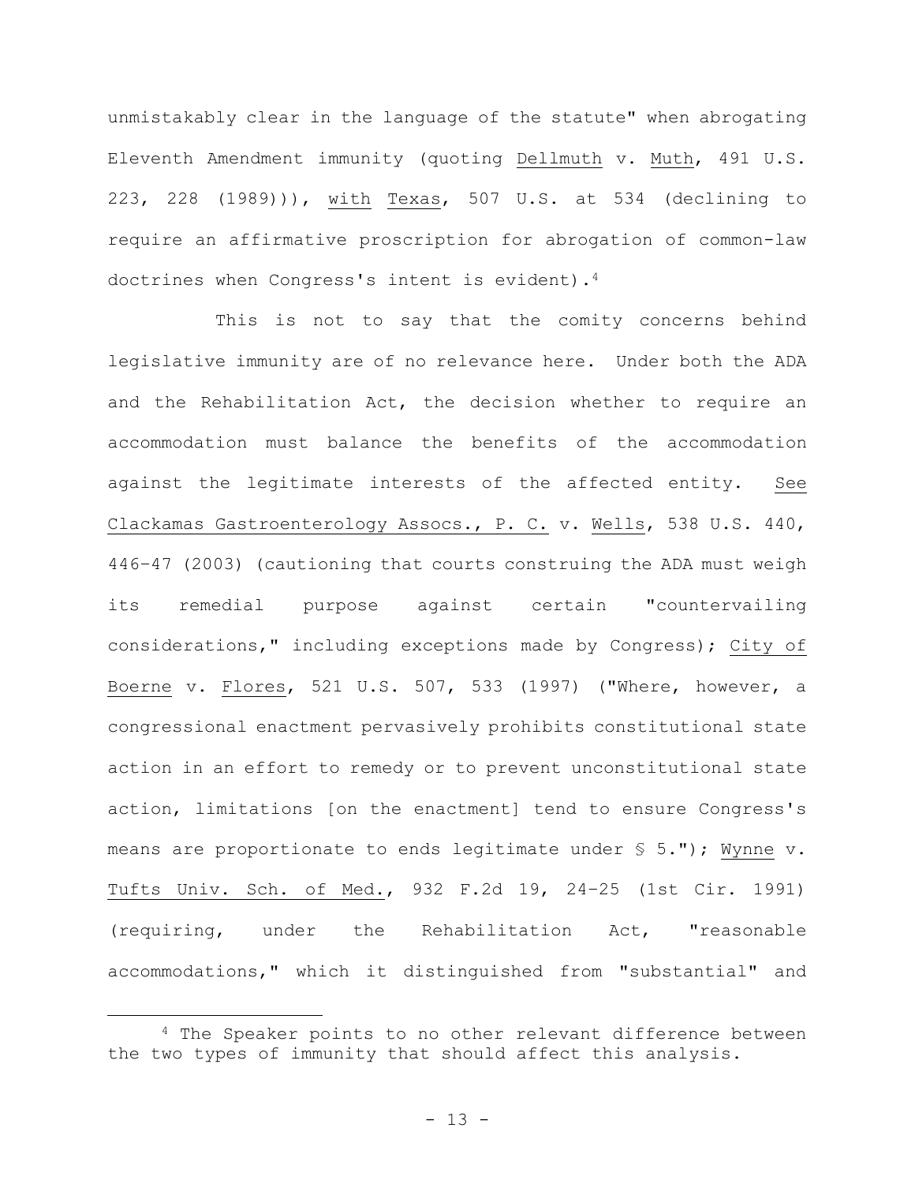unmistakably clear in the language of the statute" when abrogating Eleventh Amendment immunity (quoting Dellmuth v. Muth, 491 U.S. 223, 228 (1989))), with Texas, 507 U.S. at 534 (declining to require an affirmative proscription for abrogation of common-law doctrines when Congress's intent is evident).[4]

This is not to say that the comity concerns behind legislative immunity are of no relevance here. Under both the ADA and the Rehabilitation Act, the decision whether to require an accommodation must balance the benefits of the accommodation against the legitimate interests of the affected entity. See Clackamas Gastroenterology Assocs., P. C. v. Wells, 538 U.S. 440, 446–47 (2003) (cautioning that courts construing the ADA must weigh its remedial purpose against certain "countervailing considerations," including exceptions made by Congress); City of Boerne v. Flores, 521 U.S. 507, 533 (1997) ("Where, however, a congressional enactment pervasively prohibits constitutional state action in an effort to remedy or to prevent unconstitutional state action, limitations [on the enactment] tend to ensure Congress's means are proportionate to ends legitimate under § 5."); Wynne v. Tufts Univ. Sch. of Med., 932 F.2d 19, 24–25 (1st Cir. 1991) (requiring, under the Rehabilitation Act, "reasonable accommodations," which it distinguished from "substantial" and

[4] The Speaker points to no other relevant difference between the two types of immunity that should affect this analysis.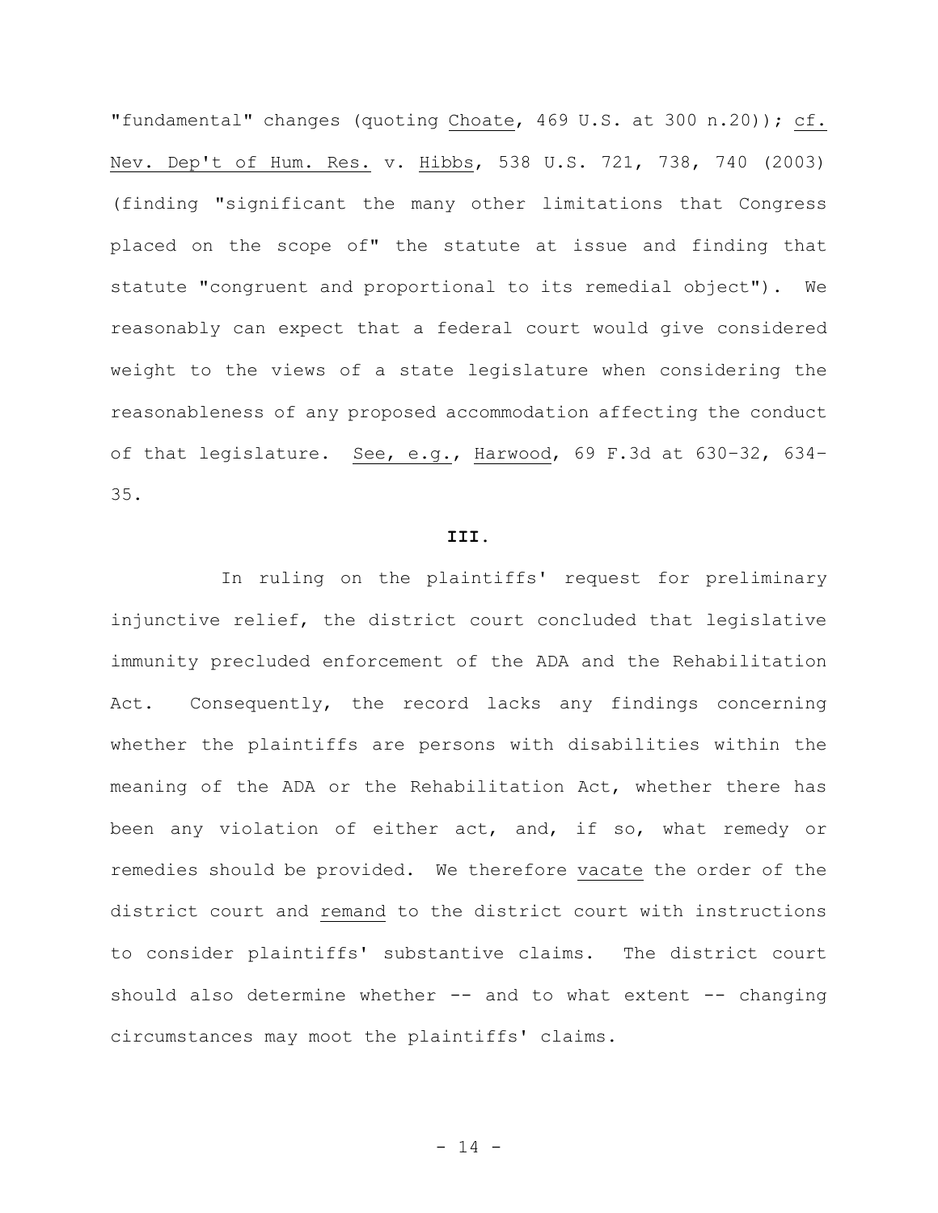"fundamental" changes (quoting _Choate_, 469 U.S. at 300 n.20)); _cf._ _Nev. Dep't of Hum. Res._ v. _Hibbs_, 538 U.S. 721, 738, 740 (2003) (finding "significant the many other limitations that Congress placed on the scope of" the statute at issue and finding that statute "congruent and proportional to its remedial object"). We reasonably can expect that a federal court would give considered weight to the views of a state legislature when considering the reasonableness of any proposed accommodation affecting the conduct of that legislature. _See, e.g._, _Harwood_, 69 F.3d at 630–32, 634–35.

## III.

In ruling on the plaintiffs' request for preliminary injunctive relief, the district court concluded that legislative immunity precluded enforcement of the ADA and the Rehabilitation Act. Consequently, the record lacks any findings concerning whether the plaintiffs are persons with disabilities within the meaning of the ADA or the Rehabilitation Act, whether there has been any violation of either act, and, if so, what remedy or remedies should be provided. We therefore _vacate_ the order of the district court and _remand_ to the district court with instructions to consider plaintiffs' substantive claims. The district court should also determine whether -- and to what extent -- changing circumstances may moot the plaintiffs' claims.